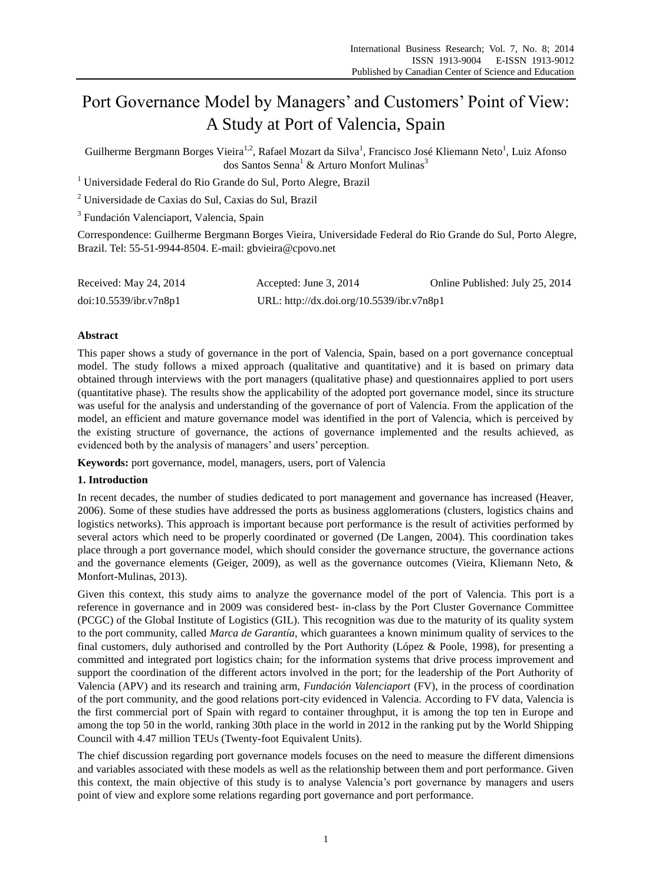# Port Governance Model by Managers' and Customers' Point of View: A Study at Port of Valencia, Spain

Guilherme Bergmann Borges Vieira[1,2], Rafael Mozart da Silva[1], Francisco José Kliemann Neto[1], Luiz Afonso dos Santos Senna[1] & Arturo Monfort Mulinas[3]

[1] Universidade Federal do Rio Grande do Sul, Porto Alegre, Brazil

[2] Universidade de Caxias do Sul, Caxias do Sul, Brazil

[3] Fundación Valenciaport, Valencia, Spain

Correspondence: Guilherme Bergmann Borges Vieira, Universidade Federal do Rio Grande do Sul, Porto Alegre, Brazil. Tel: 55-51-9944-8504. E-mail: gbvieira@cpovo.net

Received: May 24, 2014 Accepted: June 3, 2014 Online Published: July 25, 2014

doi:10.5539/ibr.v7n8p1 URL: http://dx.doi.org/10.5539/ibr.v7n8p1

## Abstract

This paper shows a study of governance in the port of Valencia, Spain, based on a port governance conceptual model. The study follows a mixed approach (qualitative and quantitative) and it is based on primary data obtained through interviews with the port managers (qualitative phase) and questionnaires applied to port users (quantitative phase). The results show the applicability of the adopted port governance model, since its structure was useful for the analysis and understanding of the governance of port of Valencia. From the application of the model, an efficient and mature governance model was identified in the port of Valencia, which is perceived by the existing structure of governance, the actions of governance implemented and the results achieved, as evidenced both by the analysis of managers' and users' perception.

**Keywords:** port governance, model, managers, users, port of Valencia

## 1. Introduction

In recent decades, the number of studies dedicated to port management and governance has increased (Heaver, 2006). Some of these studies have addressed the ports as business agglomerations (clusters, logistics chains and logistics networks). This approach is important because port performance is the result of activities performed by several actors which need to be properly coordinated or governed (De Langen, 2004). This coordination takes place through a port governance model, which should consider the governance structure, the governance actions and the governance elements (Geiger, 2009), as well as the governance outcomes (Vieira, Kliemann Neto, & Monfort-Mulinas, 2013).

Given this context, this study aims to analyze the governance model of the port of Valencia. This port is a reference in governance and in 2009 was considered best- in-class by the Port Cluster Governance Committee (PCGC) of the Global Institute of Logistics (GIL). This recognition was due to the maturity of its quality system to the port community, called *Marca de Garantía*, which guarantees a known minimum quality of services to the final customers, duly authorised and controlled by the Port Authority (López & Poole, 1998), for presenting a committed and integrated port logistics chain; for the information systems that drive process improvement and support the coordination of the different actors involved in the port; for the leadership of the Port Authority of Valencia (APV) and its research and training arm, *Fundación Valenciaport* (FV), in the process of coordination of the port community, and the good relations port-city evidenced in Valencia. According to FV data, Valencia is the first commercial port of Spain with regard to container throughput, it is among the top ten in Europe and among the top 50 in the world, ranking 30th place in the world in 2012 in the ranking put by the World Shipping Council with 4.47 million TEUs (Twenty-foot Equivalent Units).

The chief discussion regarding port governance models focuses on the need to measure the different dimensions and variables associated with these models as well as the relationship between them and port performance. Given this context, the main objective of this study is to analyse Valencia's port governance by managers and users point of view and explore some relations regarding port governance and port performance.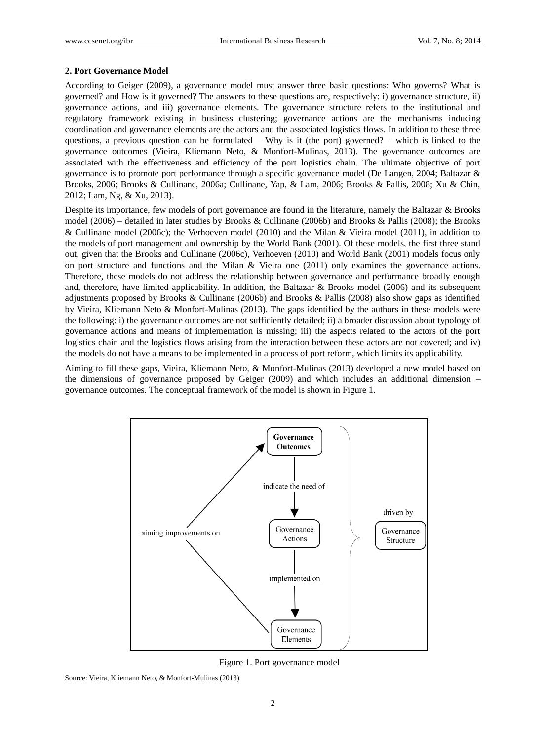## 2. Port Governance Model

According to Geiger (2009), a governance model must answer three basic questions: Who governs? What is governed? and How is it governed? The answers to these questions are, respectively: i) governance structure, ii) governance actions, and iii) governance elements. The governance structure refers to the institutional and regulatory framework existing in business clustering; governance actions are the mechanisms inducing coordination and governance elements are the actors and the associated logistics flows. In addition to these three questions, a previous question can be formulated – Why is it (the port) governed? – which is linked to the governance outcomes (Vieira, Kliemann Neto, & Monfort-Mulinas, 2013). The governance outcomes are associated with the effectiveness and efficiency of the port logistics chain. The ultimate objective of port governance is to promote port performance through a specific governance model (De Langen, 2004; Baltazar & Brooks, 2006; Brooks & Cullinane, 2006a; Cullinane, Yap, & Lam, 2006; Brooks & Pallis, 2008; Xu & Chin, 2012; Lam, Ng, & Xu, 2013).

Despite its importance, few models of port governance are found in the literature, namely the Baltazar & Brooks model (2006) – detailed in later studies by Brooks & Cullinane (2006b) and Brooks & Pallis (2008); the Brooks & Cullinane model (2006c); the Verhoeven model (2010) and the Milan & Vieira model (2011), in addition to the models of port management and ownership by the World Bank (2001). Of these models, the first three stand out, given that the Brooks and Cullinane (2006c), Verhoeven (2010) and World Bank (2001) models focus only on port structure and functions and the Milan & Vieira one (2011) only examines the governance actions. Therefore, these models do not address the relationship between governance and performance broadly enough and, therefore, have limited applicability. In addition, the Baltazar & Brooks model (2006) and its subsequent adjustments proposed by Brooks & Cullinane (2006b) and Brooks & Pallis (2008) also show gaps as identified by Vieira, Kliemann Neto & Monfort-Mulinas (2013). The gaps identified by the authors in these models were the following: i) the governance outcomes are not sufficiently detailed; ii) a broader discussion about typology of governance actions and means of implementation is missing; iii) the aspects related to the actors of the port logistics chain and the logistics flows arising from the interaction between these actors are not covered; and iv) the models do not have a means to be implemented in a process of port reform, which limits its applicability.

Aiming to fill these gaps, Vieira, Kliemann Neto, & Monfort-Mulinas (2013) developed a new model based on the dimensions of governance proposed by Geiger (2009) and which includes an additional dimension – governance outcomes. The conceptual framework of the model is shown in Figure 1.

Figure 1. Port governance model

Source: Vieira, Kliemann Neto, & Monfort-Mulinas (2013).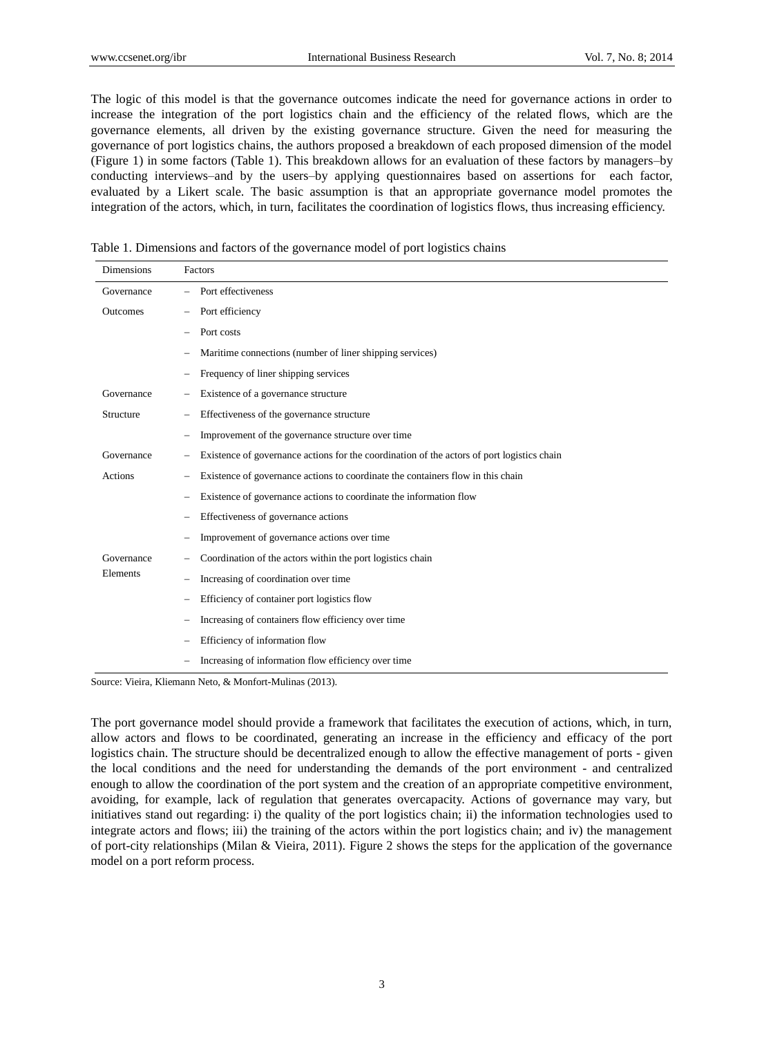The logic of this model is that the governance outcomes indicate the need for governance actions in order to increase the integration of the port logistics chain and the efficiency of the related flows, which are the governance elements, all driven by the existing governance structure. Given the need for measuring the governance of port logistics chains, the authors proposed a breakdown of each proposed dimension of the model (Figure 1) in some factors (Table 1). This breakdown allows for an evaluation of these factors by managers–by conducting interviews–and by the users–by applying questionnaires based on assertions for each factor, evaluated by a Likert scale. The basic assumption is that an appropriate governance model promotes the integration of the actors, which, in turn, facilitates the coordination of logistics flows, thus increasing efficiency.

Table 1. Dimensions and factors of the governance model of port logistics chains

| Dimensions | Factors |
|---|---|
| Governance Outcomes | – Port effectiveness |
| | – Port efficiency |
| | – Port costs |
| | – Maritime connections (number of liner shipping services) |
| | – Frequency of liner shipping services |
| Governance Structure | – Existence of a governance structure |
| | – Effectiveness of the governance structure |
| | – Improvement of the governance structure over time |
| Governance Actions | – Existence of governance actions for the coordination of the actors of port logistics chain |
| | – Existence of governance actions to coordinate the containers flow in this chain |
| | – Existence of governance actions to coordinate the information flow |
| | – Effectiveness of governance actions |
| | – Improvement of governance actions over time |
| Governance Elements | – Coordination of the actors within the port logistics chain |
| | – Increasing of coordination over time |
| | – Efficiency of container port logistics flow |
| | – Increasing of containers flow efficiency over time |
| | – Efficiency of information flow |
| | – Increasing of information flow efficiency over time |

Source: Vieira, Kliemann Neto, & Monfort-Mulinas (2013).

The port governance model should provide a framework that facilitates the execution of actions, which, in turn, allow actors and flows to be coordinated, generating an increase in the efficiency and efficacy of the port logistics chain. The structure should be decentralized enough to allow the effective management of ports - given the local conditions and the need for understanding the demands of the port environment - and centralized enough to allow the coordination of the port system and the creation of an appropriate competitive environment, avoiding, for example, lack of regulation that generates overcapacity. Actions of governance may vary, but initiatives stand out regarding: i) the quality of the port logistics chain; ii) the information technologies used to integrate actors and flows; iii) the training of the actors within the port logistics chain; and iv) the management of port-city relationships (Milan & Vieira, 2011). Figure 2 shows the steps for the application of the governance model on a port reform process.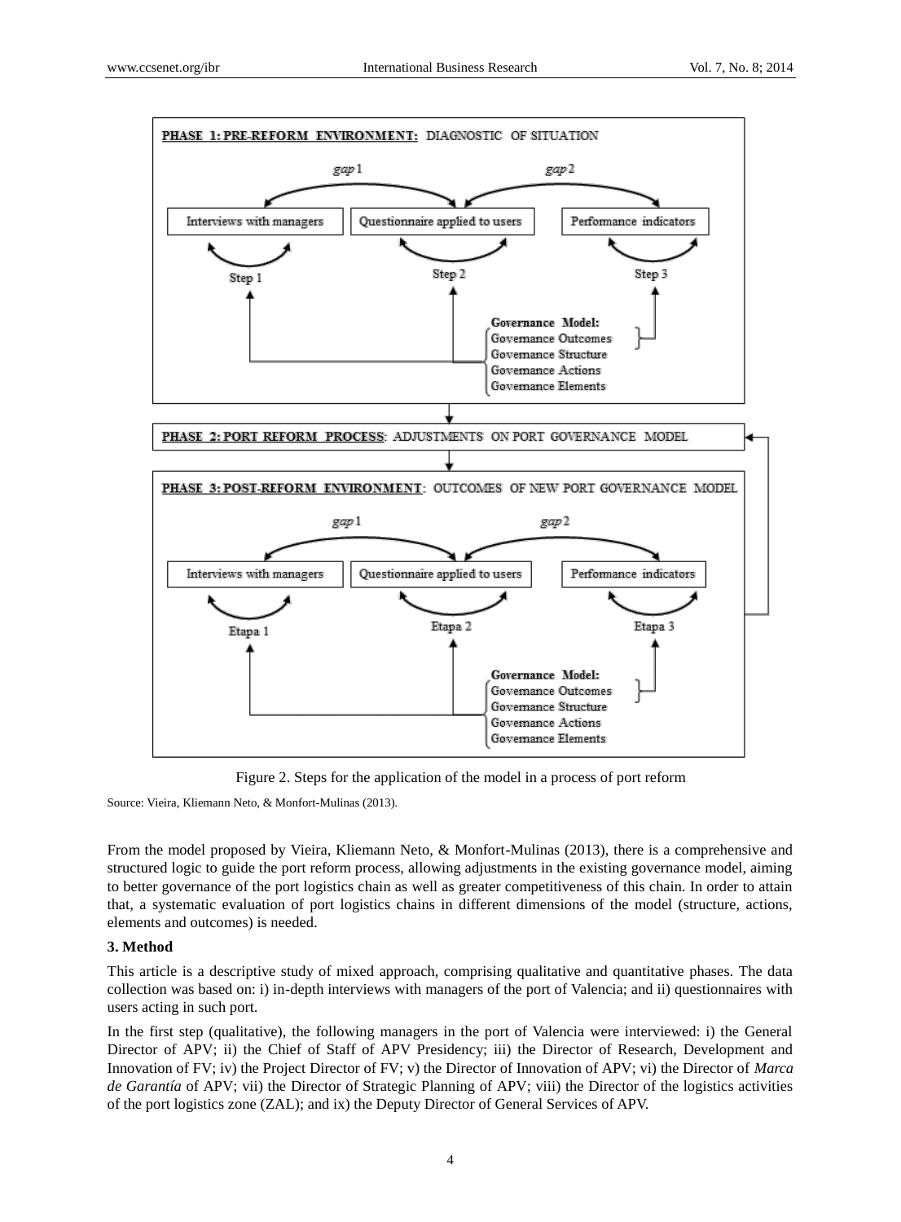Figure 2. Steps for the application of the model in a process of port reform

Source: Vieira, Kliemann Neto, & Monfort-Mulinas (2013).

From the model proposed by Vieira, Kliemann Neto, & Monfort-Mulinas (2013), there is a comprehensive and structured logic to guide the port reform process, allowing adjustments in the existing governance model, aiming to better governance of the port logistics chain as well as greater competitiveness of this chain. In order to attain that, a systematic evaluation of port logistics chains in different dimensions of the model (structure, actions, elements and outcomes) is needed.

## 3. Method

This article is a descriptive study of mixed approach, comprising qualitative and quantitative phases. The data collection was based on: i) in-depth interviews with managers of the port of Valencia; and ii) questionnaires with users acting in such port.

In the first step (qualitative), the following managers in the port of Valencia were interviewed: i) the General Director of APV; ii) the Chief of Staff of APV Presidency; iii) the Director of Research, Development and Innovation of FV; iv) the Project Director of FV; v) the Director of Innovation of APV; vi) the Director of *Marca de Garantía* of APV; vii) the Director of Strategic Planning of APV; viii) the Director of the logistics activities of the port logistics zone (ZAL); and ix) the Deputy Director of General Services of APV.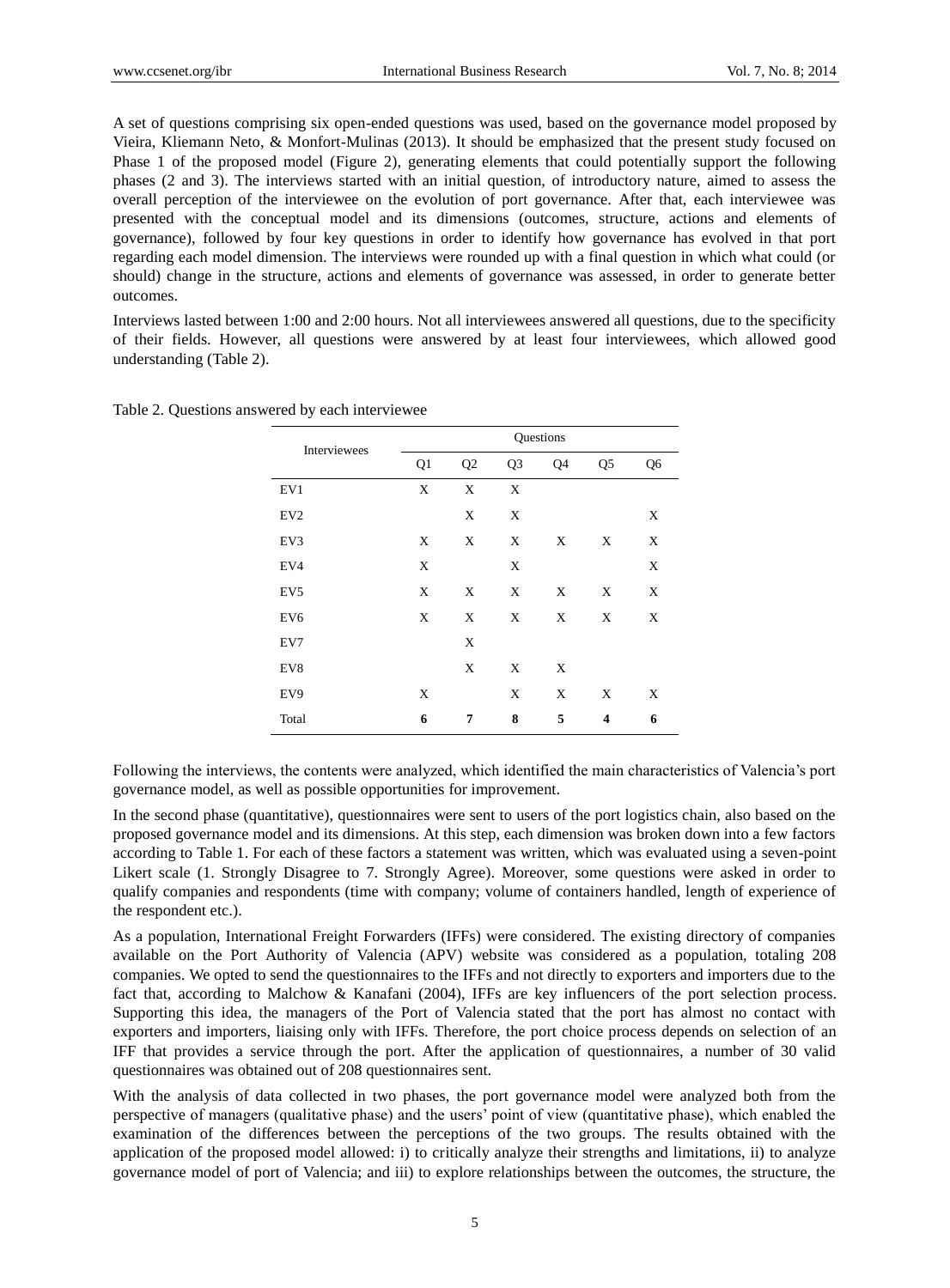A set of questions comprising six open-ended questions was used, based on the governance model proposed by Vieira, Kliemann Neto, & Monfort-Mulinas (2013). It should be emphasized that the present study focused on Phase 1 of the proposed model (Figure 2), generating elements that could potentially support the following phases (2 and 3). The interviews started with an initial question, of introductory nature, aimed to assess the overall perception of the interviewee on the evolution of port governance. After that, each interviewee was presented with the conceptual model and its dimensions (outcomes, structure, actions and elements of governance), followed by four key questions in order to identify how governance has evolved in that port regarding each model dimension. The interviews were rounded up with a final question in which what could (or should) change in the structure, actions and elements of governance was assessed, in order to generate better outcomes.

Interviews lasted between 1:00 and 2:00 hours. Not all interviewees answered all questions, due to the specificity of their fields. However, all questions were answered by at least four interviewees, which allowed good understanding (Table 2).

Table 2. Questions answered by each interviewee

| Interviewees | Questions | | | | | |
|---|---|---|---|---|---|---|
| | Q1 | Q2 | Q3 | Q4 | Q5 | Q6 |
| EV1 | X | X | X | | | |
| EV2 | | X | X | | | X |
| EV3 | X | X | X | X | X | X |
| EV4 | X | | X | | | X |
| EV5 | X | X | X | X | X | X |
| EV6 | X | X | X | X | X | X |
| EV7 | | X | | | | |
| EV8 | | X | X | X | | |
| EV9 | X | | X | X | X | X |
| Total | **6** | **7** | **8** | **5** | **4** | **6** |

Following the interviews, the contents were analyzed, which identified the main characteristics of Valencia's port governance model, as well as possible opportunities for improvement.

In the second phase (quantitative), questionnaires were sent to users of the port logistics chain, also based on the proposed governance model and its dimensions. At this step, each dimension was broken down into a few factors according to Table 1. For each of these factors a statement was written, which was evaluated using a seven-point Likert scale (1. Strongly Disagree to 7. Strongly Agree). Moreover, some questions were asked in order to qualify companies and respondents (time with company; volume of containers handled, length of experience of the respondent etc.).

As a population, International Freight Forwarders (IFFs) were considered. The existing directory of companies available on the Port Authority of Valencia (APV) website was considered as a population, totaling 208 companies. We opted to send the questionnaires to the IFFs and not directly to exporters and importers due to the fact that, according to Malchow & Kanafani (2004), IFFs are key influencers of the port selection process. Supporting this idea, the managers of the Port of Valencia stated that the port has almost no contact with exporters and importers, liaising only with IFFs. Therefore, the port choice process depends on selection of an IFF that provides a service through the port. After the application of questionnaires, a number of 30 valid questionnaires was obtained out of 208 questionnaires sent.

With the analysis of data collected in two phases, the port governance model were analyzed both from the perspective of managers (qualitative phase) and the users' point of view (quantitative phase), which enabled the examination of the differences between the perceptions of the two groups. The results obtained with the application of the proposed model allowed: i) to critically analyze their strengths and limitations, ii) to analyze governance model of port of Valencia; and iii) to explore relationships between the outcomes, the structure, the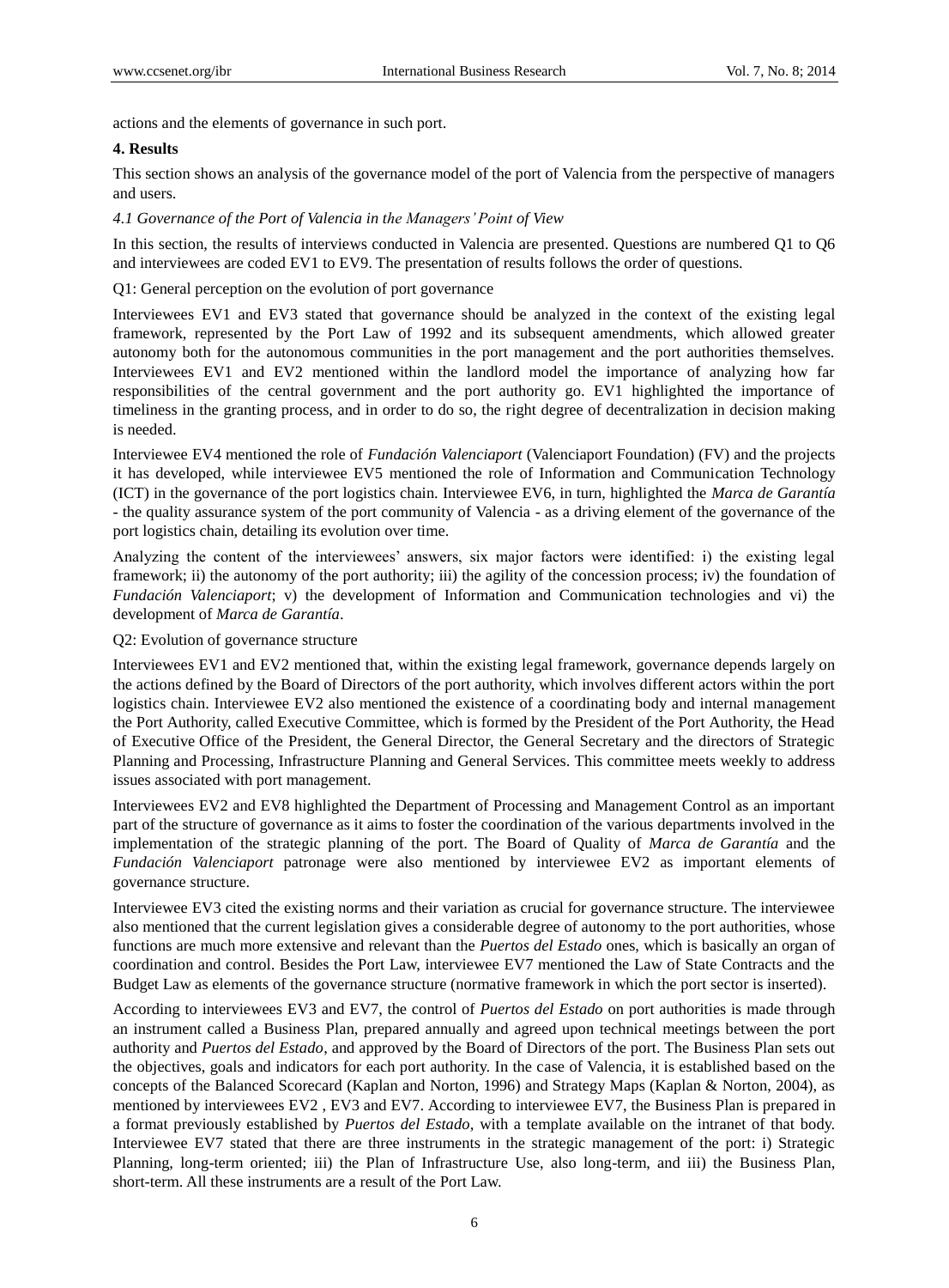actions and the elements of governance in such port.

## 4. Results

This section shows an analysis of the governance model of the port of Valencia from the perspective of managers and users.

### *4.1 Governance of the Port of Valencia in the Managers' Point of View*

In this section, the results of interviews conducted in Valencia are presented. Questions are numbered Q1 to Q6 and interviewees are coded EV1 to EV9. The presentation of results follows the order of questions.

Q1: General perception on the evolution of port governance

Interviewees EV1 and EV3 stated that governance should be analyzed in the context of the existing legal framework, represented by the Port Law of 1992 and its subsequent amendments, which allowed greater autonomy both for the autonomous communities in the port management and the port authorities themselves. Interviewees EV1 and EV2 mentioned within the landlord model the importance of analyzing how far responsibilities of the central government and the port authority go. EV1 highlighted the importance of timeliness in the granting process, and in order to do so, the right degree of decentralization in decision making is needed.

Interviewee EV4 mentioned the role of *Fundación Valenciaport* (Valenciaport Foundation) (FV) and the projects it has developed, while interviewee EV5 mentioned the role of Information and Communication Technology (ICT) in the governance of the port logistics chain. Interviewee EV6, in turn, highlighted the *Marca de Garantía* - the quality assurance system of the port community of Valencia - as a driving element of the governance of the port logistics chain, detailing its evolution over time.

Analyzing the content of the interviewees' answers, six major factors were identified: i) the existing legal framework; ii) the autonomy of the port authority; iii) the agility of the concession process; iv) the foundation of *Fundación Valenciaport*; v) the development of Information and Communication technologies and vi) the development of *Marca de Garantía*.

Q2: Evolution of governance structure

Interviewees EV1 and EV2 mentioned that, within the existing legal framework, governance depends largely on the actions defined by the Board of Directors of the port authority, which involves different actors within the port logistics chain. Interviewee EV2 also mentioned the existence of a coordinating body and internal management the Port Authority, called Executive Committee, which is formed by the President of the Port Authority, the Head of Executive Office of the President, the General Director, the General Secretary and the directors of Strategic Planning and Processing, Infrastructure Planning and General Services. This committee meets weekly to address issues associated with port management.

Interviewees EV2 and EV8 highlighted the Department of Processing and Management Control as an important part of the structure of governance as it aims to foster the coordination of the various departments involved in the implementation of the strategic planning of the port. The Board of Quality of *Marca de Garantía* and the *Fundación Valenciaport* patronage were also mentioned by interviewee EV2 as important elements of governance structure.

Interviewee EV3 cited the existing norms and their variation as crucial for governance structure. The interviewee also mentioned that the current legislation gives a considerable degree of autonomy to the port authorities, whose functions are much more extensive and relevant than the *Puertos del Estado* ones, which is basically an organ of coordination and control. Besides the Port Law, interviewee EV7 mentioned the Law of State Contracts and the Budget Law as elements of the governance structure (normative framework in which the port sector is inserted).

According to interviewees EV3 and EV7, the control of *Puertos del Estado* on port authorities is made through an instrument called a Business Plan, prepared annually and agreed upon technical meetings between the port authority and *Puertos del Estado*, and approved by the Board of Directors of the port. The Business Plan sets out the objectives, goals and indicators for each port authority. In the case of Valencia, it is established based on the concepts of the Balanced Scorecard (Kaplan and Norton, 1996) and Strategy Maps (Kaplan & Norton, 2004), as mentioned by interviewees EV2 , EV3 and EV7. According to interviewee EV7, the Business Plan is prepared in a format previously established by *Puertos del Estado*, with a template available on the intranet of that body. Interviewee EV7 stated that there are three instruments in the strategic management of the port: i) Strategic Planning, long-term oriented; iii) the Plan of Infrastructure Use, also long-term, and iii) the Business Plan, short-term. All these instruments are a result of the Port Law.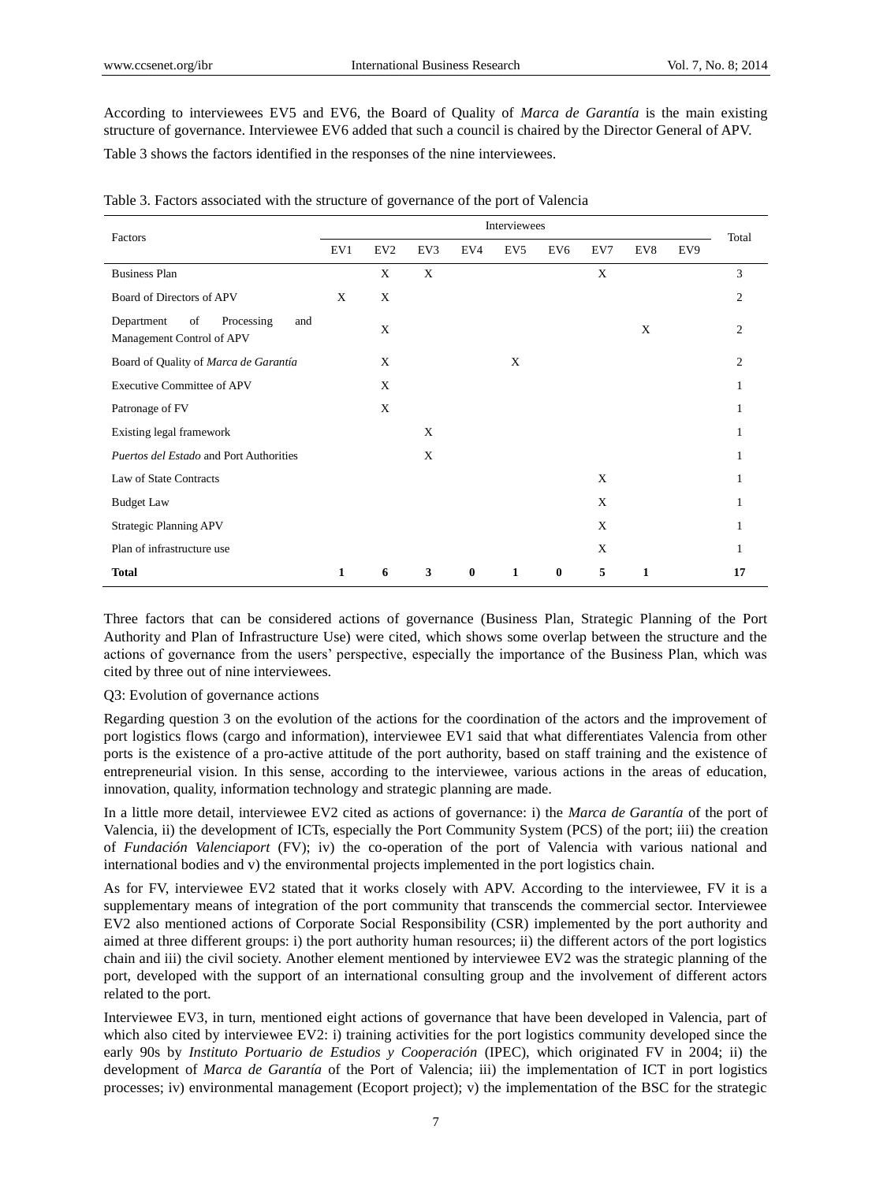According to interviewees EV5 and EV6, the Board of Quality of *Marca de Garantía* is the main existing structure of governance. Interviewee EV6 added that such a council is chaired by the Director General of APV.

Table 3 shows the factors identified in the responses of the nine interviewees.

Table 3. Factors associated with the structure of governance of the port of Valencia

| Factors | Interviewees | | | | | | | | | Total |
|---|---|---|---|---|---|---|---|---|---|---|
| | EV1 | EV2 | EV3 | EV4 | EV5 | EV6 | EV7 | EV8 | EV9 | |
| Business Plan | | X | X | | | | X | | | 3 |
| Board of Directors of APV | X | X | | | | | | | | 2 |
| Department of Processing and Management Control of APV | | X | | | | | | X | | 2 |
| Board of Quality of *Marca de Garantía* | | X | | | X | | | | | 2 |
| Executive Committee of APV | | X | | | | | | | | 1 |
| Patronage of FV | | X | | | | | | | | 1 |
| Existing legal framework | | | X | | | | | | | 1 |
| *Puertos del Estado* and Port Authorities | | | X | | | | | | | 1 |
| Law of State Contracts | | | | | | | X | | | 1 |
| Budget Law | | | | | | | X | | | 1 |
| Strategic Planning APV | | | | | | | X | | | 1 |
| Plan of infrastructure use | | | | | | | X | | | 1 |
| **Total** | **1** | **6** | **3** | **0** | **1** | **0** | **5** | **1** | | **17** |

Three factors that can be considered actions of governance (Business Plan, Strategic Planning of the Port Authority and Plan of Infrastructure Use) were cited, which shows some overlap between the structure and the actions of governance from the users' perspective, especially the importance of the Business Plan, which was cited by three out of nine interviewees.

Q3: Evolution of governance actions

Regarding question 3 on the evolution of the actions for the coordination of the actors and the improvement of port logistics flows (cargo and information), interviewee EV1 said that what differentiates Valencia from other ports is the existence of a pro-active attitude of the port authority, based on staff training and the existence of entrepreneurial vision. In this sense, according to the interviewee, various actions in the areas of education, innovation, quality, information technology and strategic planning are made.

In a little more detail, interviewee EV2 cited as actions of governance: i) the *Marca de Garantía* of the port of Valencia, ii) the development of ICTs, especially the Port Community System (PCS) of the port; iii) the creation of *Fundación Valenciaport* (FV); iv) the co-operation of the port of Valencia with various national and international bodies and v) the environmental projects implemented in the port logistics chain.

As for FV, interviewee EV2 stated that it works closely with APV. According to the interviewee, FV it is a supplementary means of integration of the port community that transcends the commercial sector. Interviewee EV2 also mentioned actions of Corporate Social Responsibility (CSR) implemented by the port authority and aimed at three different groups: i) the port authority human resources; ii) the different actors of the port logistics chain and iii) the civil society. Another element mentioned by interviewee EV2 was the strategic planning of the port, developed with the support of an international consulting group and the involvement of different actors related to the port.

Interviewee EV3, in turn, mentioned eight actions of governance that have been developed in Valencia, part of which also cited by interviewee EV2: i) training activities for the port logistics community developed since the early 90s by *Instituto Portuario de Estudios y Cooperación* (IPEC), which originated FV in 2004; ii) the development of *Marca de Garantía* of the Port of Valencia; iii) the implementation of ICT in port logistics processes; iv) environmental management (Ecoport project); v) the implementation of the BSC for the strategic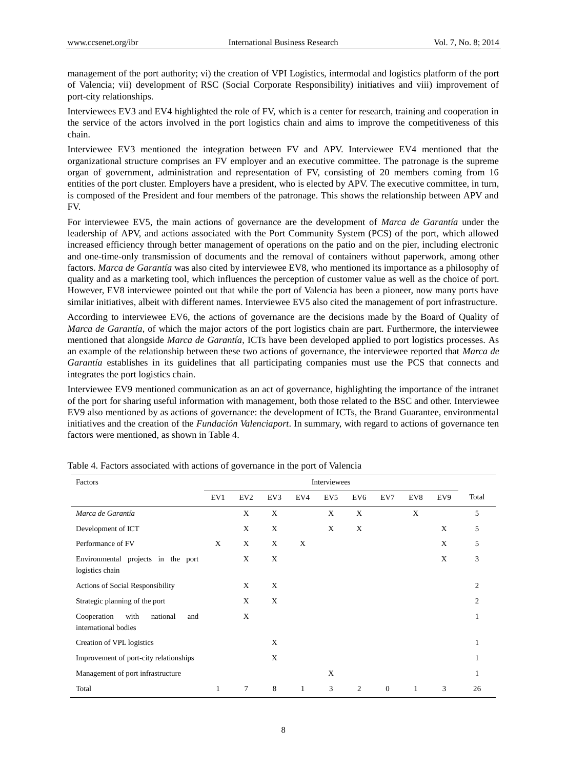management of the port authority; vi) the creation of VPI Logistics, intermodal and logistics platform of the port of Valencia; vii) development of RSC (Social Corporate Responsibility) initiatives and viii) improvement of port-city relationships.

Interviewees EV3 and EV4 highlighted the role of FV, which is a center for research, training and cooperation in the service of the actors involved in the port logistics chain and aims to improve the competitiveness of this chain.

Interviewee EV3 mentioned the integration between FV and APV. Interviewee EV4 mentioned that the organizational structure comprises an FV employer and an executive committee. The patronage is the supreme organ of government, administration and representation of FV, consisting of 20 members coming from 16 entities of the port cluster. Employers have a president, who is elected by APV. The executive committee, in turn, is composed of the President and four members of the patronage. This shows the relationship between APV and FV.

For interviewee EV5, the main actions of governance are the development of *Marca de Garantía* under the leadership of APV, and actions associated with the Port Community System (PCS) of the port, which allowed increased efficiency through better management of operations on the patio and on the pier, including electronic and one-time-only transmission of documents and the removal of containers without paperwork, among other factors. *Marca de Garantía* was also cited by interviewee EV8, who mentioned its importance as a philosophy of quality and as a marketing tool, which influences the perception of customer value as well as the choice of port. However, EV8 interviewee pointed out that while the port of Valencia has been a pioneer, now many ports have similar initiatives, albeit with different names. Interviewee EV5 also cited the management of port infrastructure.

According to interviewee EV6, the actions of governance are the decisions made by the Board of Quality of *Marca de Garantía*, of which the major actors of the port logistics chain are part. Furthermore, the interviewee mentioned that alongside *Marca de Garantía*, ICTs have been developed applied to port logistics processes. As an example of the relationship between these two actions of governance, the interviewee reported that *Marca de Garantía* establishes in its guidelines that all participating companies must use the PCS that connects and integrates the port logistics chain.

Interviewee EV9 mentioned communication as an act of governance, highlighting the importance of the intranet of the port for sharing useful information with management, both those related to the BSC and other. Interviewee EV9 also mentioned by as actions of governance: the development of ICTs, the Brand Guarantee, environmental initiatives and the creation of the *Fundación Valenciaport*. In summary, with regard to actions of governance ten factors were mentioned, as shown in Table 4.

Table 4. Factors associated with actions of governance in the port of Valencia

| Factors | Interviewees | | | | | | | | | |
|---|---|---|---|---|---|---|---|---|---|---|
| | EV1 | EV2 | EV3 | EV4 | EV5 | EV6 | EV7 | EV8 | EV9 | Total |
| *Marca de Garantía* | | X | X | | X | X | | X | | 5 |
| Development of ICT | | X | X | | X | X | | | X | 5 |
| Performance of FV | X | X | X | X | | | | | X | 5 |
| Environmental projects in the port logistics chain | | X | X | | | | | | X | 3 |
| Actions of Social Responsibility | | X | X | | | | | | | 2 |
| Strategic planning of the port | | X | X | | | | | | | 2 |
| Cooperation with national and international bodies | | X | | | | | | | | 1 |
| Creation of VPL logistics | | | X | | | | | | | 1 |
| Improvement of port-city relationships | | | X | | | | | | | 1 |
| Management of port infrastructure | | | | | X | | | | | 1 |
| Total | 1 | 7 | 8 | 1 | 3 | 2 | 0 | 1 | 3 | 26 |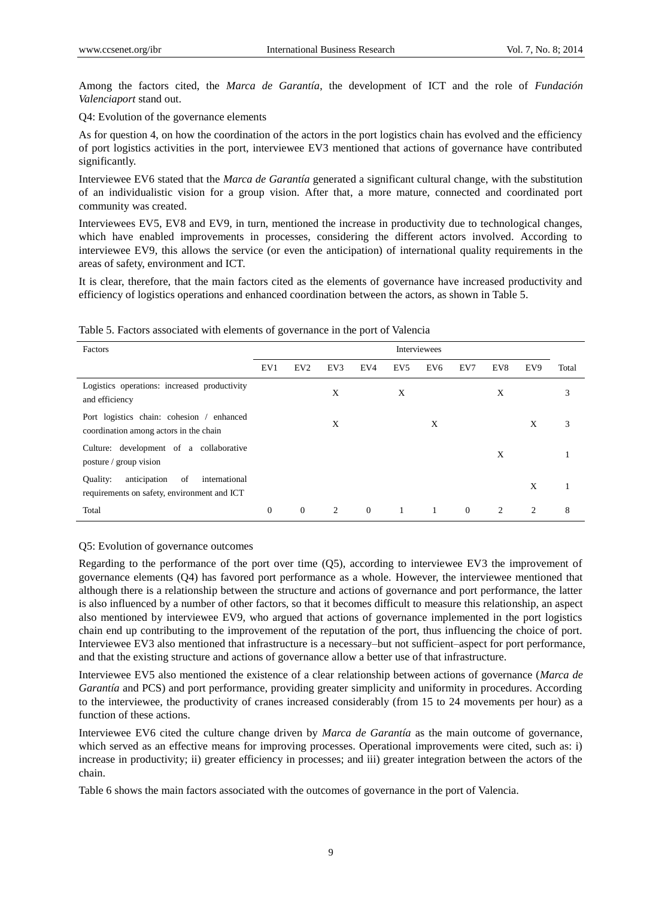Among the factors cited, the *Marca de Garantía*, the development of ICT and the role of *Fundación Valenciaport* stand out.

Q4: Evolution of the governance elements

As for question 4, on how the coordination of the actors in the port logistics chain has evolved and the efficiency of port logistics activities in the port, interviewee EV3 mentioned that actions of governance have contributed significantly.

Interviewee EV6 stated that the *Marca de Garantía* generated a significant cultural change, with the substitution of an individualistic vision for a group vision. After that, a more mature, connected and coordinated port community was created.

Interviewees EV5, EV8 and EV9, in turn, mentioned the increase in productivity due to technological changes, which have enabled improvements in processes, considering the different actors involved. According to interviewee EV9, this allows the service (or even the anticipation) of international quality requirements in the areas of safety, environment and ICT.

It is clear, therefore, that the main factors cited as the elements of governance have increased productivity and efficiency of logistics operations and enhanced coordination between the actors, as shown in Table 5.

Table 5. Factors associated with elements of governance in the port of Valencia

| Factors | Interviewees | | | | | | | | | |
|---|---|---|---|---|---|---|---|---|---|---|
| | EV1 | EV2 | EV3 | EV4 | EV5 | EV6 | EV7 | EV8 | EV9 | Total |
| Logistics operations: increased productivity and efficiency | | | X | | X | | | X | | 3 |
| Port logistics chain: cohesion / enhanced coordination among actors in the chain | | | X | | | X | | | X | 3 |
| Culture: development of a collaborative posture / group vision | | | | | | | | X | | 1 |
| Quality: anticipation of international requirements on safety, environment and ICT | | | | | | | | | X | 1 |
| Total | 0 | 0 | 2 | 0 | 1 | 1 | 0 | 2 | 2 | 8 |

Q5: Evolution of governance outcomes

Regarding to the performance of the port over time (Q5), according to interviewee EV3 the improvement of governance elements (Q4) has favored port performance as a whole. However, the interviewee mentioned that although there is a relationship between the structure and actions of governance and port performance, the latter is also influenced by a number of other factors, so that it becomes difficult to measure this relationship, an aspect also mentioned by interviewee EV9, who argued that actions of governance implemented in the port logistics chain end up contributing to the improvement of the reputation of the port, thus influencing the choice of port. Interviewee EV3 also mentioned that infrastructure is a necessary–but not sufficient–aspect for port performance, and that the existing structure and actions of governance allow a better use of that infrastructure.

Interviewee EV5 also mentioned the existence of a clear relationship between actions of governance (*Marca de Garantía* and PCS) and port performance, providing greater simplicity and uniformity in procedures. According to the interviewee, the productivity of cranes increased considerably (from 15 to 24 movements per hour) as a function of these actions.

Interviewee EV6 cited the culture change driven by *Marca de Garantía* as the main outcome of governance, which served as an effective means for improving processes. Operational improvements were cited, such as: i) increase in productivity; ii) greater efficiency in processes; and iii) greater integration between the actors of the chain.

Table 6 shows the main factors associated with the outcomes of governance in the port of Valencia.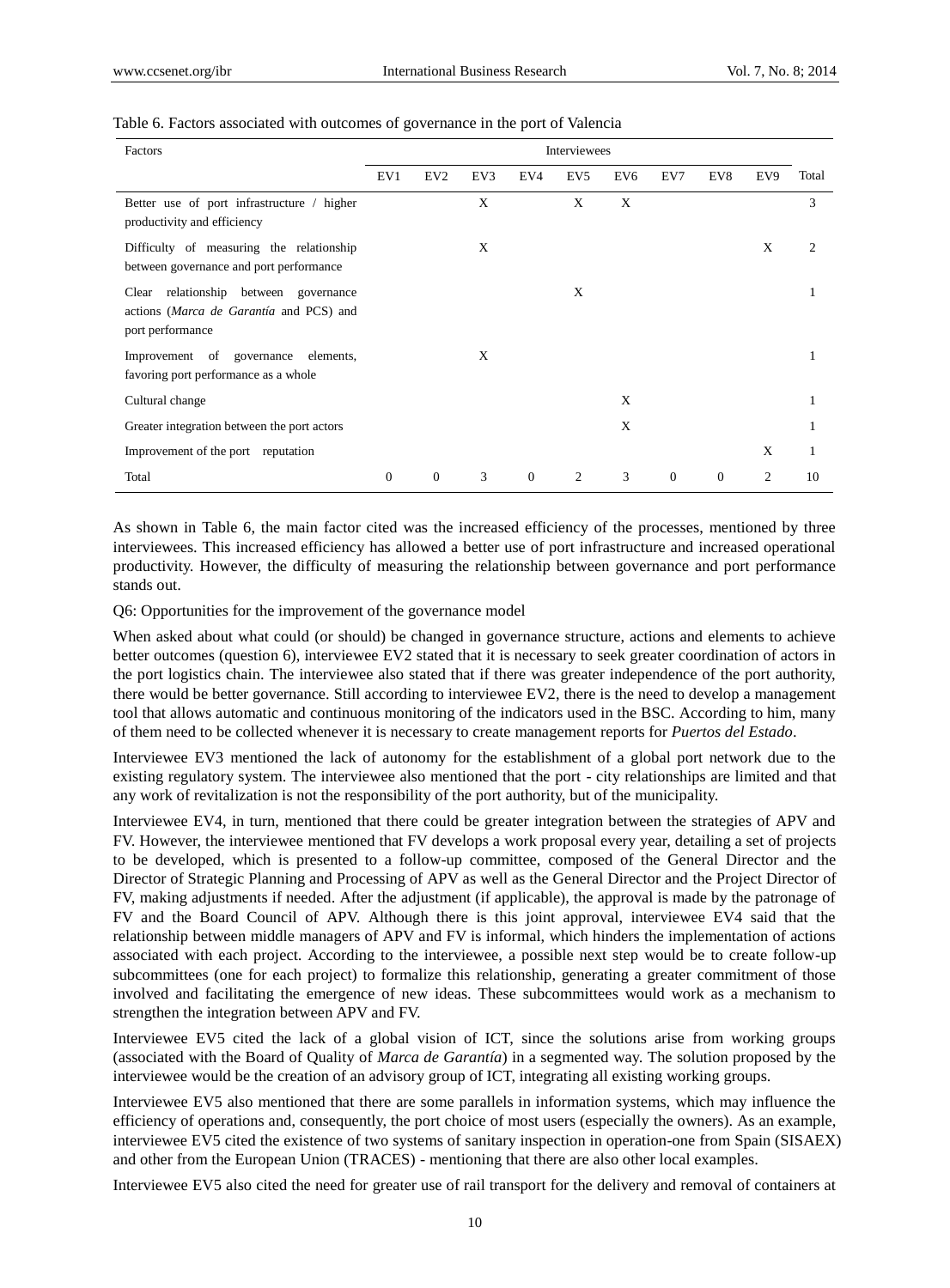Table 6. Factors associated with outcomes of governance in the port of Valencia

| Factors | Interviewees | | | | | | | | | Total |
|---|---|---|---|---|---|---|---|---|---|---|
| | EV1 | EV2 | EV3 | EV4 | EV5 | EV6 | EV7 | EV8 | EV9 | |
| Better use of port infrastructure / higher productivity and efficiency | | | X | | X | X | | | | 3 |
| Difficulty of measuring the relationship between governance and port performance | | | X | | | | | | X | 2 |
| Clear relationship between governance actions (*Marca de Garantía* and PCS) and port performance | | | | | X | | | | | 1 |
| Improvement of governance elements, favoring port performance as a whole | | | X | | | | | | | 1 |
| Cultural change | | | | | | X | | | | 1 |
| Greater integration between the port actors | | | | | | X | | | | 1 |
| Improvement of the port reputation | | | | | | | | | X | 1 |
| Total | 0 | 0 | 3 | 0 | 2 | 3 | 0 | 0 | 2 | 10 |

As shown in Table 6, the main factor cited was the increased efficiency of the processes, mentioned by three interviewees. This increased efficiency has allowed a better use of port infrastructure and increased operational productivity. However, the difficulty of measuring the relationship between governance and port performance stands out.

Q6: Opportunities for the improvement of the governance model

When asked about what could (or should) be changed in governance structure, actions and elements to achieve better outcomes (question 6), interviewee EV2 stated that it is necessary to seek greater coordination of actors in the port logistics chain. The interviewee also stated that if there was greater independence of the port authority, there would be better governance. Still according to interviewee EV2, there is the need to develop a management tool that allows automatic and continuous monitoring of the indicators used in the BSC. According to him, many of them need to be collected whenever it is necessary to create management reports for *Puertos del Estado*.

Interviewee EV3 mentioned the lack of autonomy for the establishment of a global port network due to the existing regulatory system. The interviewee also mentioned that the port - city relationships are limited and that any work of revitalization is not the responsibility of the port authority, but of the municipality.

Interviewee EV4, in turn, mentioned that there could be greater integration between the strategies of APV and FV. However, the interviewee mentioned that FV develops a work proposal every year, detailing a set of projects to be developed, which is presented to a follow-up committee, composed of the General Director and the Director of Strategic Planning and Processing of APV as well as the General Director and the Project Director of FV, making adjustments if needed. After the adjustment (if applicable), the approval is made by the patronage of FV and the Board Council of APV. Although there is this joint approval, interviewee EV4 said that the relationship between middle managers of APV and FV is informal, which hinders the implementation of actions associated with each project. According to the interviewee, a possible next step would be to create follow-up subcommittees (one for each project) to formalize this relationship, generating a greater commitment of those involved and facilitating the emergence of new ideas. These subcommittees would work as a mechanism to strengthen the integration between APV and FV.

Interviewee EV5 cited the lack of a global vision of ICT, since the solutions arise from working groups (associated with the Board of Quality of *Marca de Garantía*) in a segmented way. The solution proposed by the interviewee would be the creation of an advisory group of ICT, integrating all existing working groups.

Interviewee EV5 also mentioned that there are some parallels in information systems, which may influence the efficiency of operations and, consequently, the port choice of most users (especially the owners). As an example, interviewee EV5 cited the existence of two systems of sanitary inspection in operation-one from Spain (SISAEX) and other from the European Union (TRACES) - mentioning that there are also other local examples.

Interviewee EV5 also cited the need for greater use of rail transport for the delivery and removal of containers at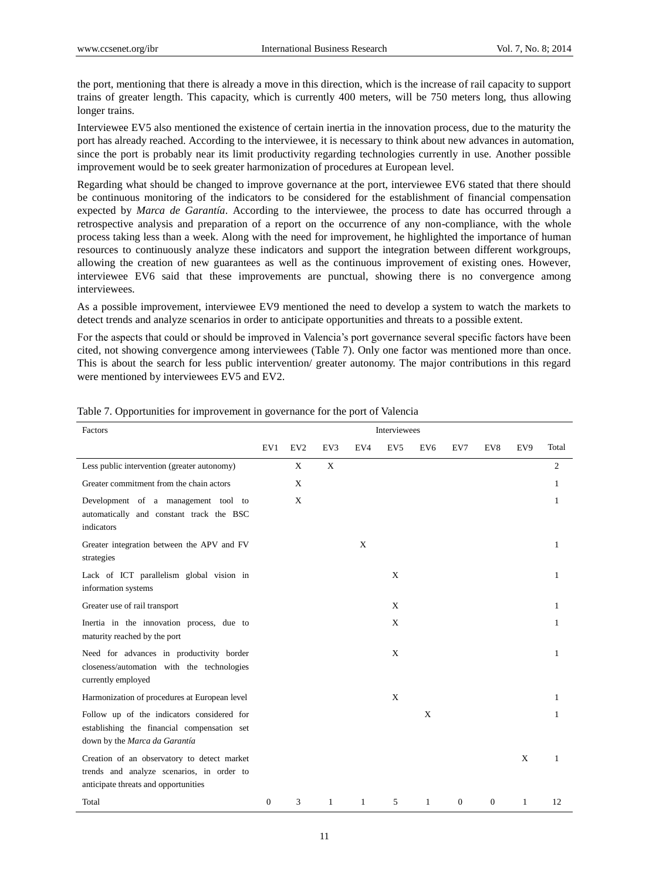the port, mentioning that there is already a move in this direction, which is the increase of rail capacity to support trains of greater length. This capacity, which is currently 400 meters, will be 750 meters long, thus allowing longer trains.

Interviewee EV5 also mentioned the existence of certain inertia in the innovation process, due to the maturity the port has already reached. According to the interviewee, it is necessary to think about new advances in automation, since the port is probably near its limit productivity regarding technologies currently in use. Another possible improvement would be to seek greater harmonization of procedures at European level.

Regarding what should be changed to improve governance at the port, interviewee EV6 stated that there should be continuous monitoring of the indicators to be considered for the establishment of financial compensation expected by *Marca de Garantía*. According to the interviewee, the process to date has occurred through a retrospective analysis and preparation of a report on the occurrence of any non-compliance, with the whole process taking less than a week. Along with the need for improvement, he highlighted the importance of human resources to continuously analyze these indicators and support the integration between different workgroups, allowing the creation of new guarantees as well as the continuous improvement of existing ones. However, interviewee EV6 said that these improvements are punctual, showing there is no convergence among interviewees.

As a possible improvement, interviewee EV9 mentioned the need to develop a system to watch the markets to detect trends and analyze scenarios in order to anticipate opportunities and threats to a possible extent.

For the aspects that could or should be improved in Valencia's port governance several specific factors have been cited, not showing convergence among interviewees (Table 7). Only one factor was mentioned more than once. This is about the search for less public intervention/ greater autonomy. The major contributions in this regard were mentioned by interviewees EV5 and EV2.

Table 7. Opportunities for improvement in governance for the port of Valencia

| Factors | Interviewees | | | | | | | | | |
|---|---|---|---|---|---|---|---|---|---|---|
| | EV1 | EV2 | EV3 | EV4 | EV5 | EV6 | EV7 | EV8 | EV9 | Total |
| Less public intervention (greater autonomy) | | X | X | | | | | | | 2 |
| Greater commitment from the chain actors | | X | | | | | | | | 1 |
| Development of a management tool to automatically and constant track the BSC indicators | | X | | | | | | | | 1 |
| Greater integration between the APV and FV strategies | | | | X | | | | | | 1 |
| Lack of ICT parallelism global vision in information systems | | | | | X | | | | | 1 |
| Greater use of rail transport | | | | | X | | | | | 1 |
| Inertia in the innovation process, due to maturity reached by the port | | | | | X | | | | | 1 |
| Need for advances in productivity border closeness/automation with the technologies currently employed | | | | | X | | | | | 1 |
| Harmonization of procedures at European level | | | | | X | | | | | 1 |
| Follow up of the indicators considered for establishing the financial compensation set down by the *Marca da Garantía* | | | | | | X | | | | 1 |
| Creation of an observatory to detect market trends and analyze scenarios, in order to anticipate threats and opportunities | | | | | | | | | X | 1 |
| Total | 0 | 3 | 1 | 1 | 5 | 1 | 0 | 0 | 1 | 12 |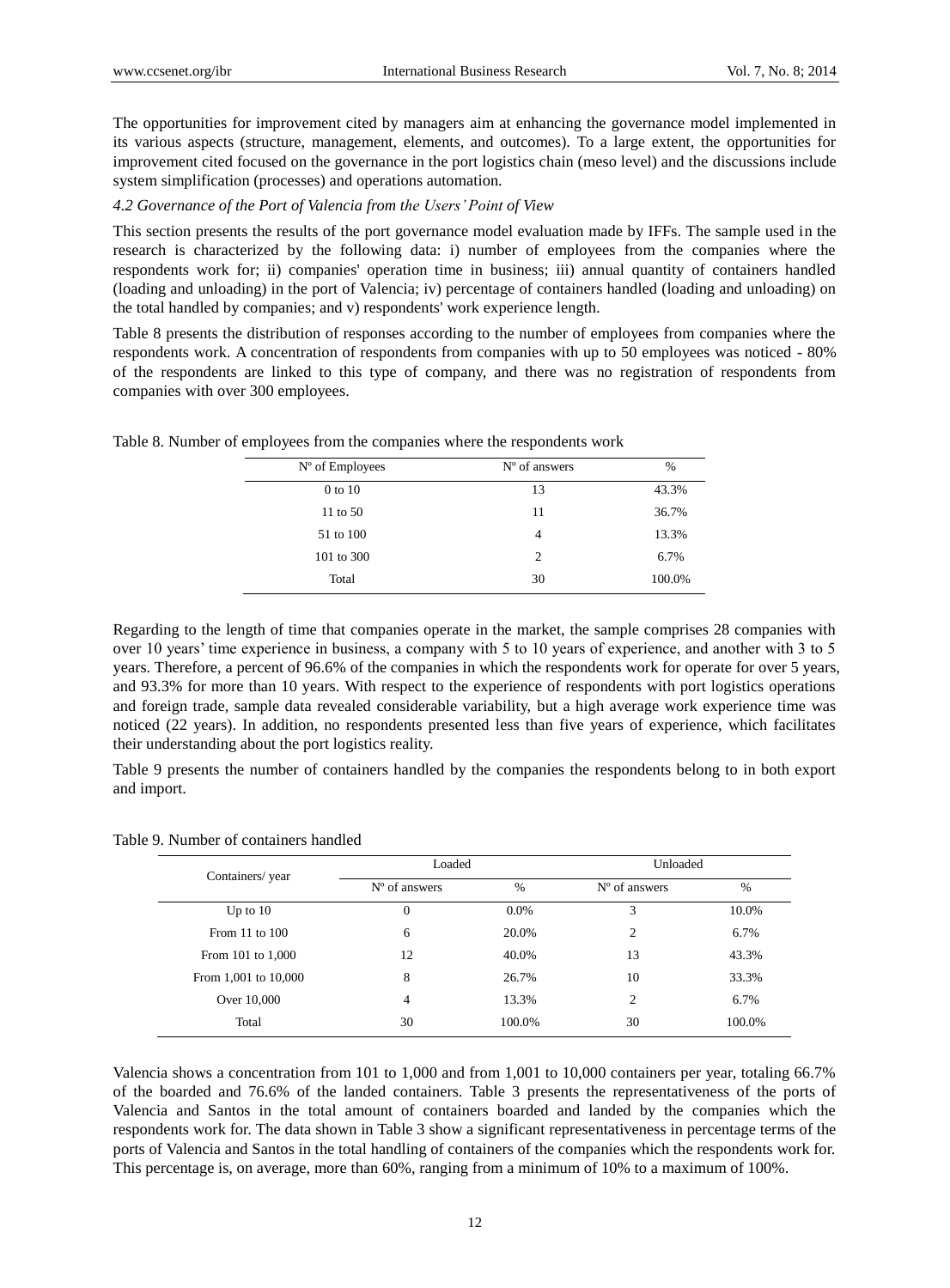The opportunities for improvement cited by managers aim at enhancing the governance model implemented in its various aspects (structure, management, elements, and outcomes). To a large extent, the opportunities for improvement cited focused on the governance in the port logistics chain (meso level) and the discussions include system simplification (processes) and operations automation.

### *4.2 Governance of the Port of Valencia from the Users' Point of View*

This section presents the results of the port governance model evaluation made by IFFs. The sample used in the research is characterized by the following data: i) number of employees from the companies where the respondents work for; ii) companies' operation time in business; iii) annual quantity of containers handled (loading and unloading) in the port of Valencia; iv) percentage of containers handled (loading and unloading) on the total handled by companies; and v) respondents' work experience length.

Table 8 presents the distribution of responses according to the number of employees from companies where the respondents work. A concentration of respondents from companies with up to 50 employees was noticed - 80% of the respondents are linked to this type of company, and there was no registration of respondents from companies with over 300 employees.

Table 8. Number of employees from the companies where the respondents work

| Nº of Employees | Nº of answers | % |
|---|---|---|
| 0 to 10 | 13 | 43.3% |
| 11 to 50 | 11 | 36.7% |
| 51 to 100 | 4 | 13.3% |
| 101 to 300 | 2 | 6.7% |
| Total | 30 | 100.0% |

Regarding to the length of time that companies operate in the market, the sample comprises 28 companies with over 10 years' time experience in business, a company with 5 to 10 years of experience, and another with 3 to 5 years. Therefore, a percent of 96.6% of the companies in which the respondents work for operate for over 5 years, and 93.3% for more than 10 years. With respect to the experience of respondents with port logistics operations and foreign trade, sample data revealed considerable variability, but a high average work experience time was noticed (22 years). In addition, no respondents presented less than five years of experience, which facilitates their understanding about the port logistics reality.

Table 9 presents the number of containers handled by the companies the respondents belong to in both export and import.

Table 9. Number of containers handled

| Containers/ year | Loaded | | Unloaded | |
|---|---|---|---|---|
| | Nº of answers | % | Nº of answers | % |
| Up to 10 | 0 | 0.0% | 3 | 10.0% |
| From 11 to 100 | 6 | 20.0% | 2 | 6.7% |
| From 101 to 1,000 | 12 | 40.0% | 13 | 43.3% |
| From 1,001 to 10,000 | 8 | 26.7% | 10 | 33.3% |
| Over 10,000 | 4 | 13.3% | 2 | 6.7% |
| Total | 30 | 100.0% | 30 | 100.0% |

Valencia shows a concentration from 101 to 1,000 and from 1,001 to 10,000 containers per year, totaling 66.7% of the boarded and 76.6% of the landed containers. Table 3 presents the representativeness of the ports of Valencia and Santos in the total amount of containers boarded and landed by the companies which the respondents work for. The data shown in Table 3 show a significant representativeness in percentage terms of the ports of Valencia and Santos in the total handling of containers of the companies which the respondents work for. This percentage is, on average, more than 60%, ranging from a minimum of 10% to a maximum of 100%.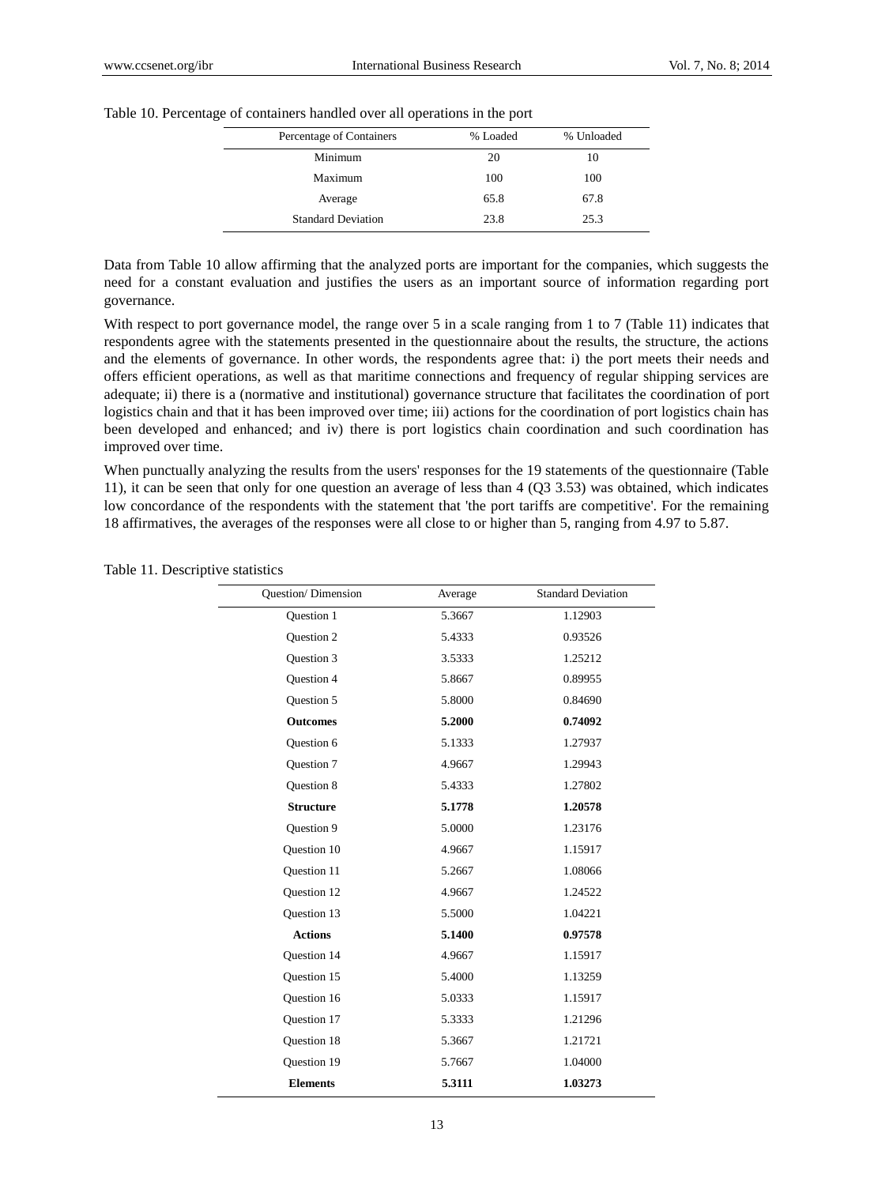Table 10. Percentage of containers handled over all operations in the port

| Percentage of Containers | % Loaded | % Unloaded |
|---|---|---|
| Minimum | 20 | 10 |
| Maximum | 100 | 100 |
| Average | 65.8 | 67.8 |
| Standard Deviation | 23.8 | 25.3 |

Data from Table 10 allow affirming that the analyzed ports are important for the companies, which suggests the need for a constant evaluation and justifies the users as an important source of information regarding port governance.

With respect to port governance model, the range over 5 in a scale ranging from 1 to 7 (Table 11) indicates that respondents agree with the statements presented in the questionnaire about the results, the structure, the actions and the elements of governance. In other words, the respondents agree that: i) the port meets their needs and offers efficient operations, as well as that maritime connections and frequency of regular shipping services are adequate; ii) there is a (normative and institutional) governance structure that facilitates the coordination of port logistics chain and that it has been improved over time; iii) actions for the coordination of port logistics chain has been developed and enhanced; and iv) there is port logistics chain coordination and such coordination has improved over time.

When punctually analyzing the results from the users' responses for the 19 statements of the questionnaire (Table 11), it can be seen that only for one question an average of less than 4 (Q3 3.53) was obtained, which indicates low concordance of the respondents with the statement that 'the port tariffs are competitive'. For the remaining 18 affirmatives, the averages of the responses were all close to or higher than 5, ranging from 4.97 to 5.87.

Table 11. Descriptive statistics

| Question/ Dimension | Average | Standard Deviation |
|---|---|---|
| Question 1 | 5.3667 | 1.12903 |
| Question 2 | 5.4333 | 0.93526 |
| Question 3 | 3.5333 | 1.25212 |
| Question 4 | 5.8667 | 0.89955 |
| Question 5 | 5.8000 | 0.84690 |
| **Outcomes** | **5.2000** | **0.74092** |
| Question 6 | 5.1333 | 1.27937 |
| Question 7 | 4.9667 | 1.29943 |
| Question 8 | 5.4333 | 1.27802 |
| **Structure** | **5.1778** | **1.20578** |
| Question 9 | 5.0000 | 1.23176 |
| Question 10 | 4.9667 | 1.15917 |
| Question 11 | 5.2667 | 1.08066 |
| Question 12 | 4.9667 | 1.24522 |
| Question 13 | 5.5000 | 1.04221 |
| **Actions** | **5.1400** | **0.97578** |
| Question 14 | 4.9667 | 1.15917 |
| Question 15 | 5.4000 | 1.13259 |
| Question 16 | 5.0333 | 1.15917 |
| Question 17 | 5.3333 | 1.21296 |
| Question 18 | 5.3667 | 1.21721 |
| Question 19 | 5.7667 | 1.04000 |
| **Elements** | **5.3111** | **1.03273** |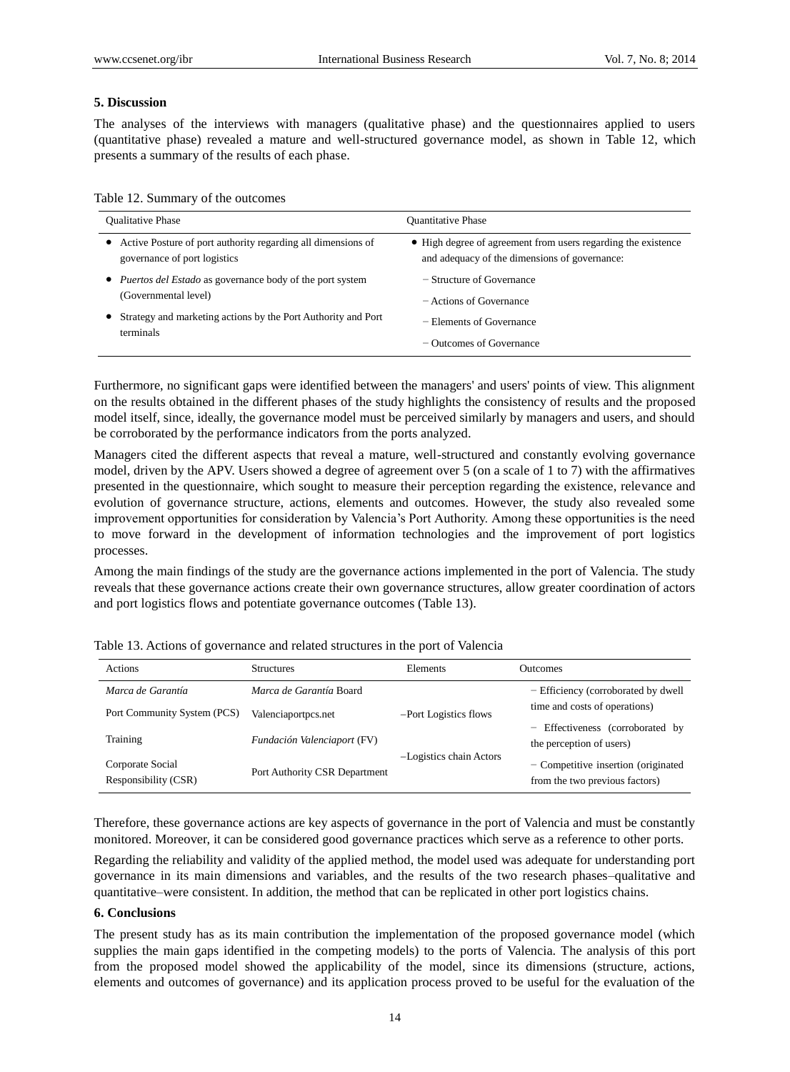## 5. Discussion

The analyses of the interviews with managers (qualitative phase) and the questionnaires applied to users (quantitative phase) revealed a mature and well-structured governance model, as shown in Table 12, which presents a summary of the results of each phase.

Table 12. Summary of the outcomes

| Qualitative Phase | Quantitative Phase |
|---|---|
| • Active Posture of port authority regarding all dimensions of governance of port logistics<br>• *Puertos del Estado* as governance body of the port system (Governmental level)<br>• Strategy and marketing actions by the Port Authority and Port terminals | • High degree of agreement from users regarding the existence and adequacy of the dimensions of governance:<br>− Structure of Governance<br>− Actions of Governance<br>− Elements of Governance<br>− Outcomes of Governance |

Furthermore, no significant gaps were identified between the managers' and users' points of view. This alignment on the results obtained in the different phases of the study highlights the consistency of results and the proposed model itself, since, ideally, the governance model must be perceived similarly by managers and users, and should be corroborated by the performance indicators from the ports analyzed.

Managers cited the different aspects that reveal a mature, well-structured and constantly evolving governance model, driven by the APV. Users showed a degree of agreement over 5 (on a scale of 1 to 7) with the affirmatives presented in the questionnaire, which sought to measure their perception regarding the existence, relevance and evolution of governance structure, actions, elements and outcomes. However, the study also revealed some improvement opportunities for consideration by Valencia's Port Authority. Among these opportunities is the need to move forward in the development of information technologies and the improvement of port logistics processes.

Among the main findings of the study are the governance actions implemented in the port of Valencia. The study reveals that these governance actions create their own governance structures, allow greater coordination of actors and port logistics flows and potentiate governance outcomes (Table 13).

Table 13. Actions of governance and related structures in the port of Valencia

| Actions | Structures | Elements | Outcomes |
|---|---|---|---|
| *Marca de Garantía* | *Marca de Garantía* Board | –Port Logistics flows<br>–Logistics chain Actors | − Efficiency (corroborated by dwell time and costs of operations)<br>− Effectiveness (corroborated by the perception of users)<br>− Competitive insertion (originated from the two previous factors) |
| Port Community System (PCS) | Valenciaportpcs.net | | |
| Training | *Fundación Valenciaport* (FV) | | |
| Corporate Social Responsibility (CSR) | Port Authority CSR Department | | |

Therefore, these governance actions are key aspects of governance in the port of Valencia and must be constantly monitored. Moreover, it can be considered good governance practices which serve as a reference to other ports.

Regarding the reliability and validity of the applied method, the model used was adequate for understanding port governance in its main dimensions and variables, and the results of the two research phases–qualitative and quantitative–were consistent. In addition, the method that can be replicated in other port logistics chains.

## 6. Conclusions

The present study has as its main contribution the implementation of the proposed governance model (which supplies the main gaps identified in the competing models) to the ports of Valencia. The analysis of this port from the proposed model showed the applicability of the model, since its dimensions (structure, actions, elements and outcomes of governance) and its application process proved to be useful for the evaluation of the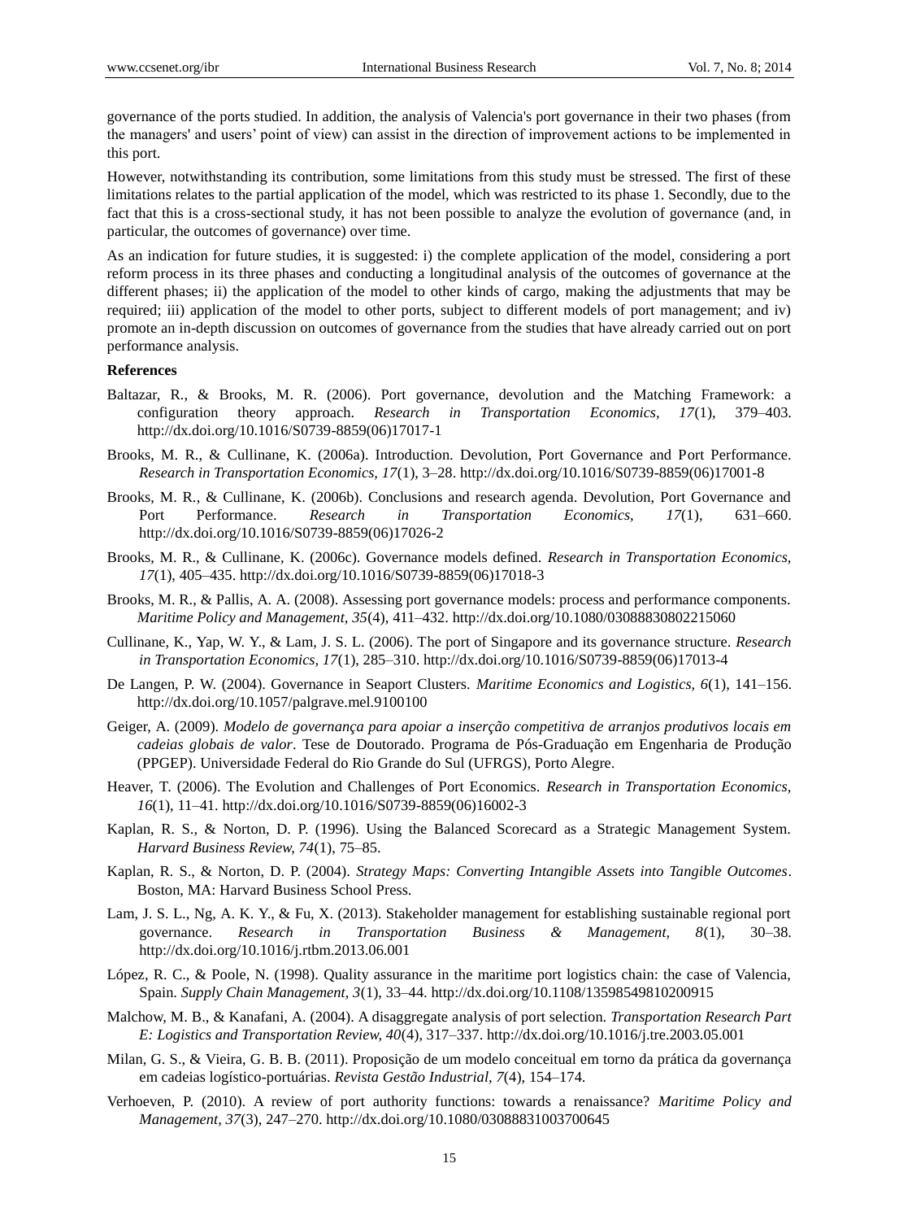governance of the ports studied. In addition, the analysis of Valencia's port governance in their two phases (from the managers' and users' point of view) can assist in the direction of improvement actions to be implemented in this port.

However, notwithstanding its contribution, some limitations from this study must be stressed. The first of these limitations relates to the partial application of the model, which was restricted to its phase 1. Secondly, due to the fact that this is a cross-sectional study, it has not been possible to analyze the evolution of governance (and, in particular, the outcomes of governance) over time.

As an indication for future studies, it is suggested: i) the complete application of the model, considering a port reform process in its three phases and conducting a longitudinal analysis of the outcomes of governance at the different phases; ii) the application of the model to other kinds of cargo, making the adjustments that may be required; iii) application of the model to other ports, subject to different models of port management; and iv) promote an in-depth discussion on outcomes of governance from the studies that have already carried out on port performance analysis.

**References**

Baltazar, R., & Brooks, M. R. (2006). Port governance, devolution and the Matching Framework: a configuration theory approach. *Research in Transportation Economics, 17*(1), 379–403. http://dx.doi.org/10.1016/S0739-8859(06)17017-1

Brooks, M. R., & Cullinane, K. (2006a). Introduction. Devolution, Port Governance and Port Performance. *Research in Transportation Economics, 17*(1), 3–28. http://dx.doi.org/10.1016/S0739-8859(06)17001-8

Brooks, M. R., & Cullinane, K. (2006b). Conclusions and research agenda. Devolution, Port Governance and Port Performance. *Research in Transportation Economics, 17*(1), 631–660. http://dx.doi.org/10.1016/S0739-8859(06)17026-2

Brooks, M. R., & Cullinane, K. (2006c). Governance models defined. *Research in Transportation Economics, 17*(1), 405–435. http://dx.doi.org/10.1016/S0739-8859(06)17018-3

Brooks, M. R., & Pallis, A. A. (2008). Assessing port governance models: process and performance components. *Maritime Policy and Management, 35*(4), 411–432. http://dx.doi.org/10.1080/03088830802215060

Cullinane, K., Yap, W. Y., & Lam, J. S. L. (2006). The port of Singapore and its governance structure. *Research in Transportation Economics, 17*(1), 285–310. http://dx.doi.org/10.1016/S0739-8859(06)17013-4

De Langen, P. W. (2004). Governance in Seaport Clusters. *Maritime Economics and Logistics, 6*(1), 141–156. http://dx.doi.org/10.1057/palgrave.mel.9100100

Geiger, A. (2009). *Modelo de governança para apoiar a inserção competitiva de arranjos produtivos locais em cadeias globais de valor*. Tese de Doutorado. Programa de Pós-Graduação em Engenharia de Produção (PPGEP). Universidade Federal do Rio Grande do Sul (UFRGS), Porto Alegre.

Heaver, T. (2006). The Evolution and Challenges of Port Economics. *Research in Transportation Economics, 16*(1), 11–41. http://dx.doi.org/10.1016/S0739-8859(06)16002-3

Kaplan, R. S., & Norton, D. P. (1996). Using the Balanced Scorecard as a Strategic Management System. *Harvard Business Review, 74*(1), 75–85.

Kaplan, R. S., & Norton, D. P. (2004). *Strategy Maps: Converting Intangible Assets into Tangible Outcomes*. Boston, MA: Harvard Business School Press.

Lam, J. S. L., Ng, A. K. Y., & Fu, X. (2013). Stakeholder management for establishing sustainable regional port governance. *Research in Transportation Business & Management, 8*(1), 30–38. http://dx.doi.org/10.1016/j.rtbm.2013.06.001

López, R. C., & Poole, N. (1998). Quality assurance in the maritime port logistics chain: the case of Valencia, Spain. *Supply Chain Management, 3*(1), 33–44. http://dx.doi.org/10.1108/13598549810200915

Malchow, M. B., & Kanafani, A. (2004). A disaggregate analysis of port selection. *Transportation Research Part E: Logistics and Transportation Review, 40*(4), 317–337. http://dx.doi.org/10.1016/j.tre.2003.05.001

Milan, G. S., & Vieira, G. B. B. (2011). Proposição de um modelo conceitual em torno da prática da governança em cadeias logístico-portuárias. *Revista Gestão Industrial, 7*(4), 154–174.

Verhoeven, P. (2010). A review of port authority functions: towards a renaissance? *Maritime Policy and Management, 37*(3), 247–270. http://dx.doi.org/10.1080/03088831003700645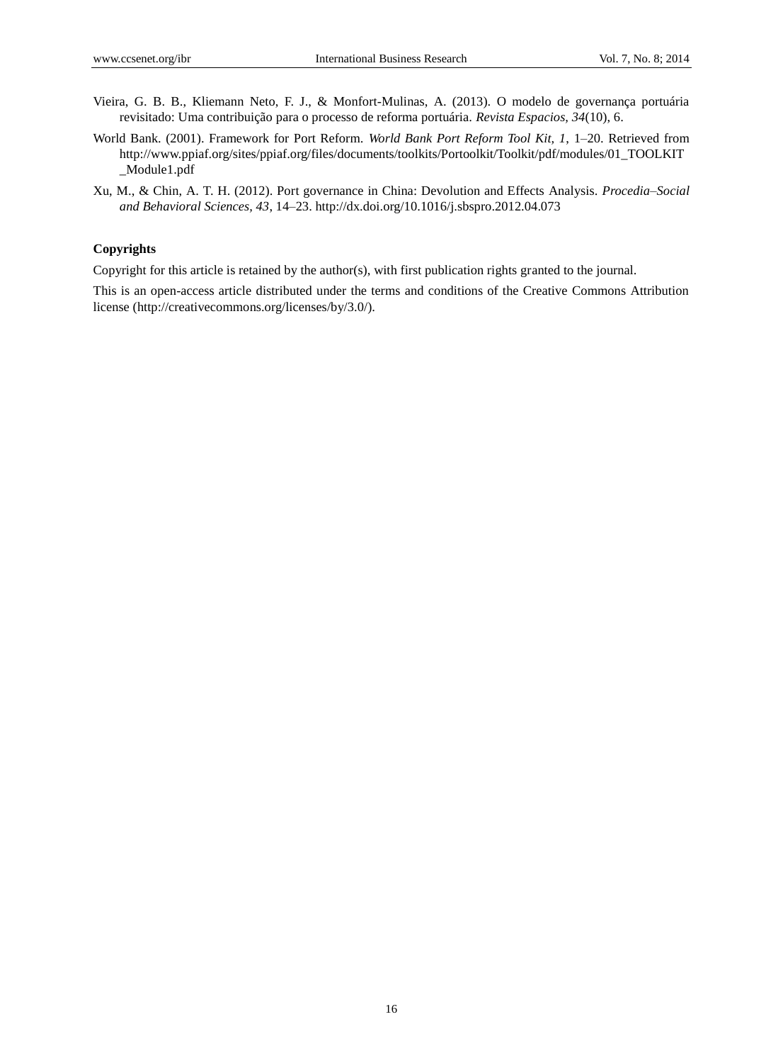Vieira, G. B. B., Kliemann Neto, F. J., & Monfort-Mulinas, A. (2013). O modelo de governança portuária revisitado: Uma contribuição para o processo de reforma portuária. *Revista Espacios, 34*(10), 6.

World Bank. (2001). Framework for Port Reform. *World Bank Port Reform Tool Kit, 1*, 1–20. Retrieved from http://www.ppiaf.org/sites/ppiaf.org/files/documents/toolkits/Portoolkit/Toolkit/pdf/modules/01_TOOLKIT_Module1.pdf

Xu, M., & Chin, A. T. H. (2012). Port governance in China: Devolution and Effects Analysis. *Procedia–Social and Behavioral Sciences, 43*, 14–23. http://dx.doi.org/10.1016/j.sbspro.2012.04.073

**Copyrights**

Copyright for this article is retained by the author(s), with first publication rights granted to the journal.

This is an open-access article distributed under the terms and conditions of the Creative Commons Attribution license (http://creativecommons.org/licenses/by/3.0/).